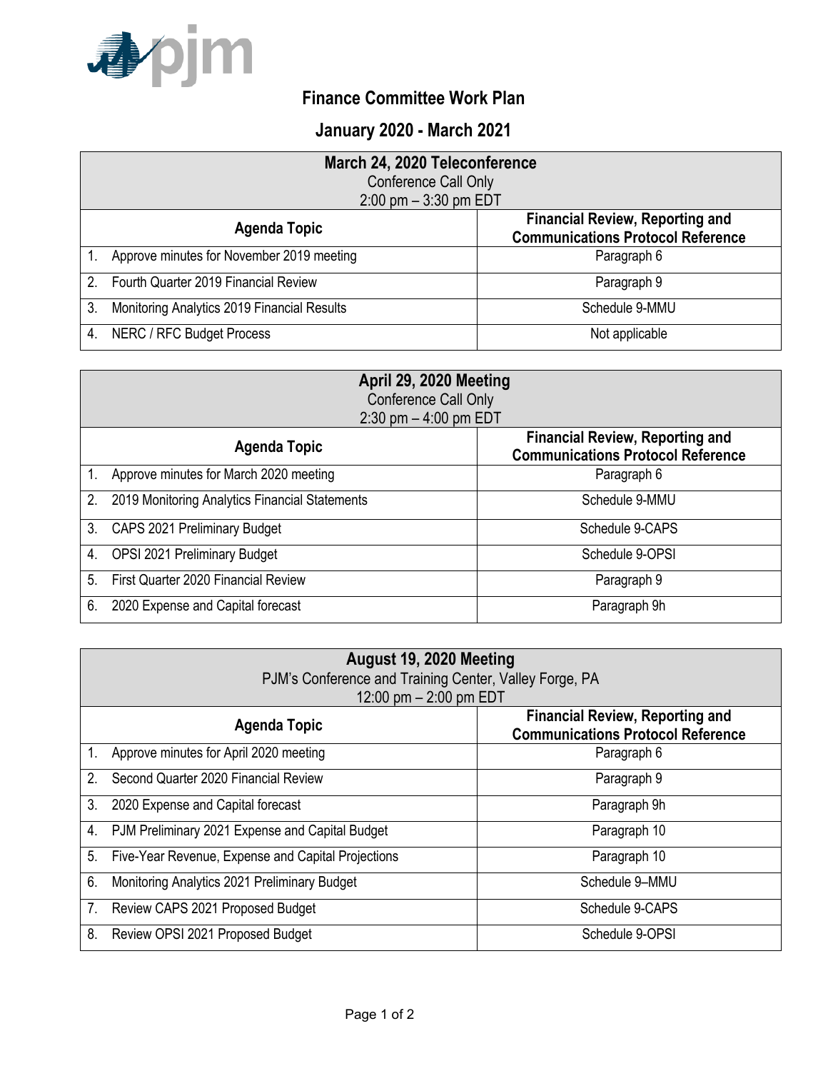# Finance Committee Work Plan

## January 2020 - March 2021

| March 24, 2020 Teleconference<br>Conference Call Only<br>2:00 pm – 3:30 pm EDT | |
|---|---|
| **Agenda Topic** | **Financial Review, Reporting and Communications Protocol Reference** |
| 1. Approve minutes for November 2019 meeting | Paragraph 6 |
| 2. Fourth Quarter 2019 Financial Review | Paragraph 9 |
| 3. Monitoring Analytics 2019 Financial Results | Schedule 9-MMU |
| 4. NERC / RFC Budget Process | Not applicable |

| April 29, 2020 Meeting<br>Conference Call Only<br>2:30 pm – 4:00 pm EDT | |
|---|---|
| **Agenda Topic** | **Financial Review, Reporting and Communications Protocol Reference** |
| 1. Approve minutes for March 2020 meeting | Paragraph 6 |
| 2. 2019 Monitoring Analytics Financial Statements | Schedule 9-MMU |
| 3. CAPS 2021 Preliminary Budget | Schedule 9-CAPS |
| 4. OPSI 2021 Preliminary Budget | Schedule 9-OPSI |
| 5. First Quarter 2020 Financial Review | Paragraph 9 |
| 6. 2020 Expense and Capital forecast | Paragraph 9h |

| August 19, 2020 Meeting<br>PJM's Conference and Training Center, Valley Forge, PA<br>12:00 pm – 2:00 pm EDT | |
|---|---|
| **Agenda Topic** | **Financial Review, Reporting and Communications Protocol Reference** |
| 1. Approve minutes for April 2020 meeting | Paragraph 6 |
| 2. Second Quarter 2020 Financial Review | Paragraph 9 |
| 3. 2020 Expense and Capital forecast | Paragraph 9h |
| 4. PJM Preliminary 2021 Expense and Capital Budget | Paragraph 10 |
| 5. Five-Year Revenue, Expense and Capital Projections | Paragraph 10 |
| 6. Monitoring Analytics 2021 Preliminary Budget | Schedule 9–MMU |
| 7. Review CAPS 2021 Proposed Budget | Schedule 9-CAPS |
| 8. Review OPSI 2021 Proposed Budget | Schedule 9-OPSI |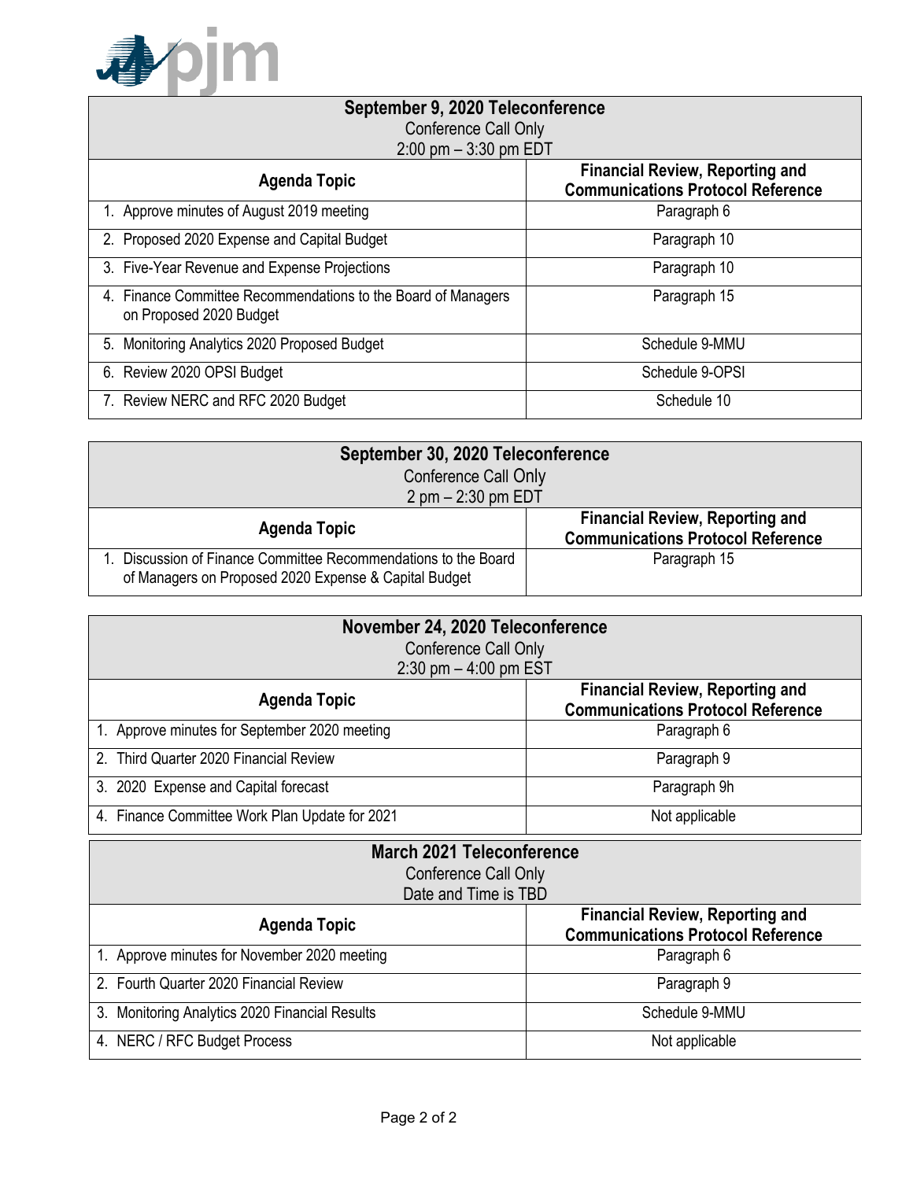| September 9, 2020 Teleconference<br>Conference Call Only<br>2:00 pm – 3:30 pm EDT | |
|---|---|
| **Agenda Topic** | **Financial Review, Reporting and Communications Protocol Reference** |
| 1. Approve minutes of August 2019 meeting | Paragraph 6 |
| 2. Proposed 2020 Expense and Capital Budget | Paragraph 10 |
| 3. Five-Year Revenue and Expense Projections | Paragraph 10 |
| 4. Finance Committee Recommendations to the Board of Managers on Proposed 2020 Budget | Paragraph 15 |
| 5. Monitoring Analytics 2020 Proposed Budget | Schedule 9-MMU |
| 6. Review 2020 OPSI Budget | Schedule 9-OPSI |
| 7. Review NERC and RFC 2020 Budget | Schedule 10 |

| September 30, 2020 Teleconference<br>Conference Call Only<br>2 pm – 2:30 pm EDT | |
|---|---|
| **Agenda Topic** | **Financial Review, Reporting and Communications Protocol Reference** |
| 1. Discussion of Finance Committee Recommendations to the Board of Managers on Proposed 2020 Expense & Capital Budget | Paragraph 15 |

| November 24, 2020 Teleconference<br>Conference Call Only<br>2:30 pm – 4:00 pm EST | |
|---|---|
| **Agenda Topic** | **Financial Review, Reporting and Communications Protocol Reference** |
| 1. Approve minutes for September 2020 meeting | Paragraph 6 |
| 2. Third Quarter 2020 Financial Review | Paragraph 9 |
| 3. 2020 Expense and Capital forecast | Paragraph 9h |
| 4. Finance Committee Work Plan Update for 2021 | Not applicable |

| March 2021 Teleconference<br>Conference Call Only<br>Date and Time is TBD | |
|---|---|
| **Agenda Topic** | **Financial Review, Reporting and Communications Protocol Reference** |
| 1. Approve minutes for November 2020 meeting | Paragraph 6 |
| 2. Fourth Quarter 2020 Financial Review | Paragraph 9 |
| 3. Monitoring Analytics 2020 Financial Results | Schedule 9-MMU |
| 4. NERC / RFC Budget Process | Not applicable |